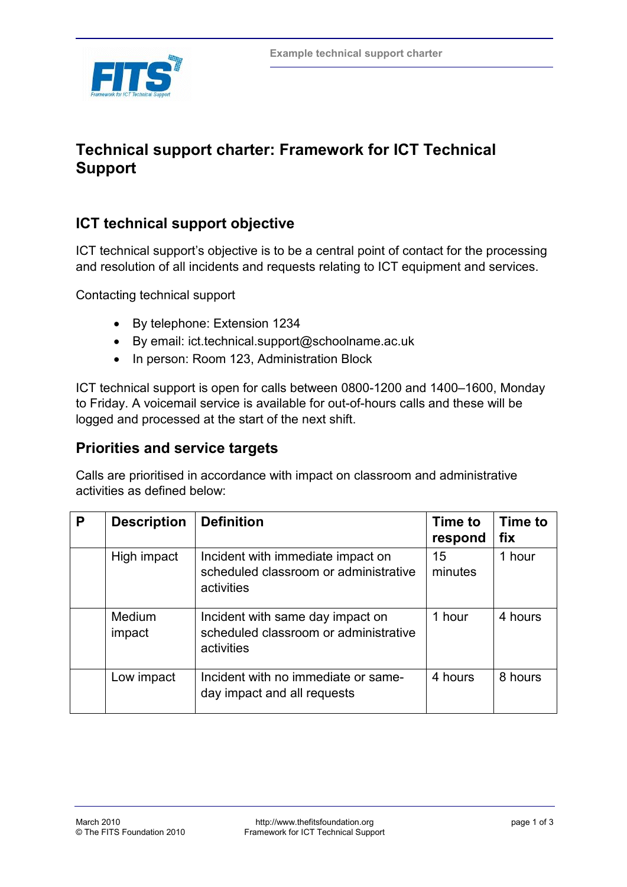# Technical support charter: Framework for ICT Technical Support

## ICT technical support objective

ICT technical support's objective is to be a central point of contact for the processing and resolution of all incidents and requests relating to ICT equipment and services.

Contacting technical support

- By telephone: Extension 1234
- By email: ict.technical.support@schoolname.ac.uk
- In person: Room 123, Administration Block

ICT technical support is open for calls between 0800-1200 and 1400–1600, Monday to Friday. A voicemail service is available for out-of-hours calls and these will be logged and processed at the start of the next shift.

## Priorities and service targets

Calls are prioritised in accordance with impact on classroom and administrative activities as defined below:

| P | Description | Definition | Time to respond | Time to fix |
|---|---|---|---|---|
| | High impact | Incident with immediate impact on scheduled classroom or administrative activities | 15 minutes | 1 hour |
| | Medium impact | Incident with same day impact on scheduled classroom or administrative activities | 1 hour | 4 hours |
| | Low impact | Incident with no immediate or same-day impact and all requests | 4 hours | 8 hours |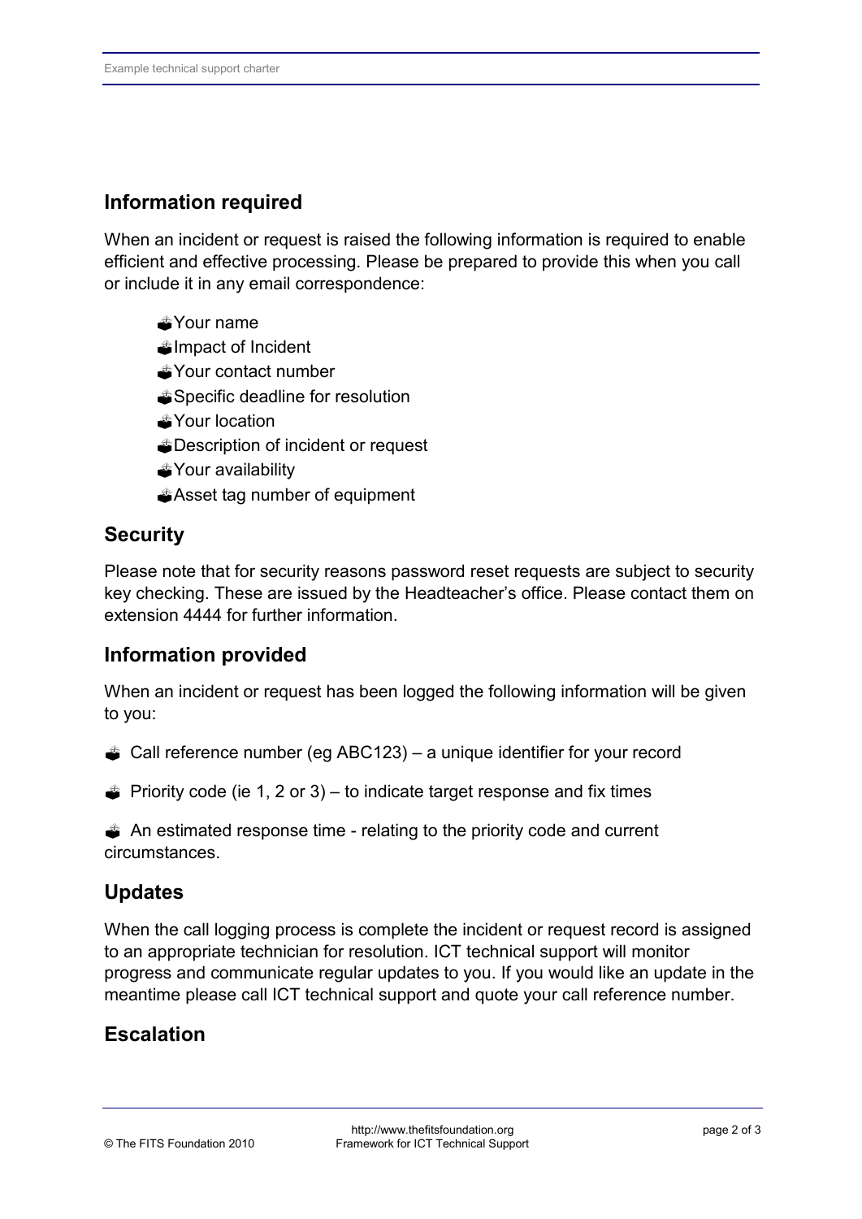## Information required

When an incident or request is raised the following information is required to enable efficient and effective processing. Please be prepared to provide this when you call or include it in any email correspondence:

- Your name
- Impact of Incident
- Your contact number
- Specific deadline for resolution
- Your location
- Description of incident or request
- Your availability
- Asset tag number of equipment

## Security

Please note that for security reasons password reset requests are subject to security key checking. These are issued by the Headteacher's office. Please contact them on extension 4444 for further information.

## Information provided

When an incident or request has been logged the following information will be given to you:

- Call reference number (eg ABC123) – a unique identifier for your record
- Priority code (ie 1, 2 or 3) – to indicate target response and fix times
- An estimated response time - relating to the priority code and current circumstances.

## Updates

When the call logging process is complete the incident or request record is assigned to an appropriate technician for resolution. ICT technical support will monitor progress and communicate regular updates to you. If you would like an update in the meantime please call ICT technical support and quote your call reference number.

## Escalation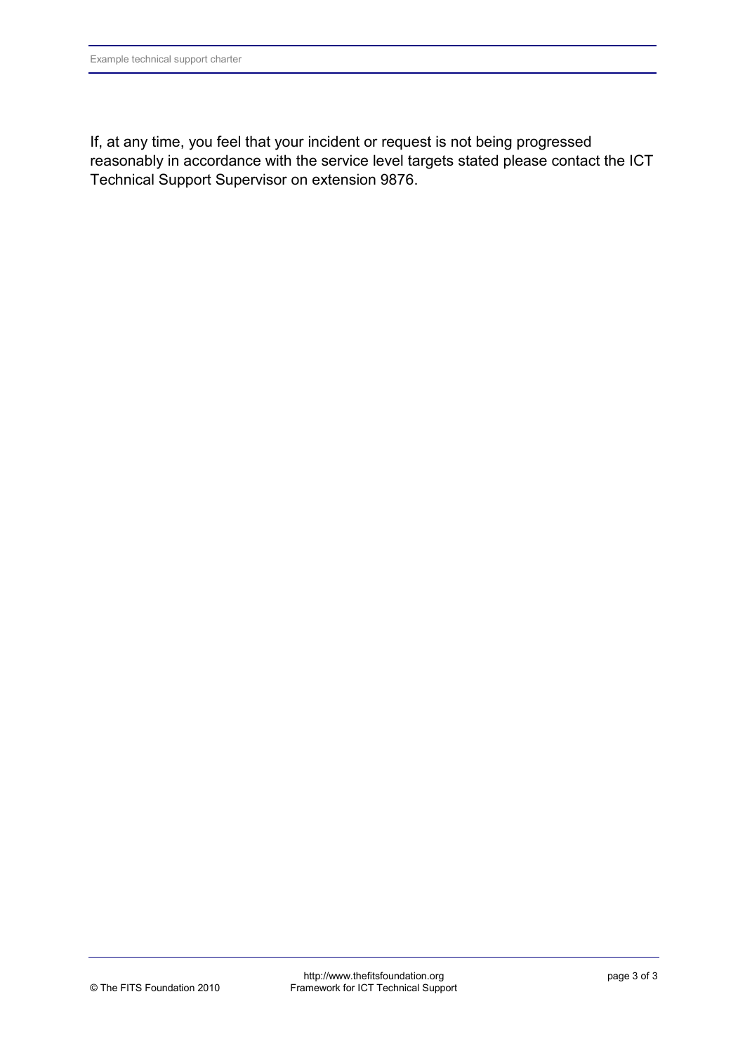If, at any time, you feel that your incident or request is not being progressed reasonably in accordance with the service level targets stated please contact the ICT Technical Support Supervisor on extension 9876.